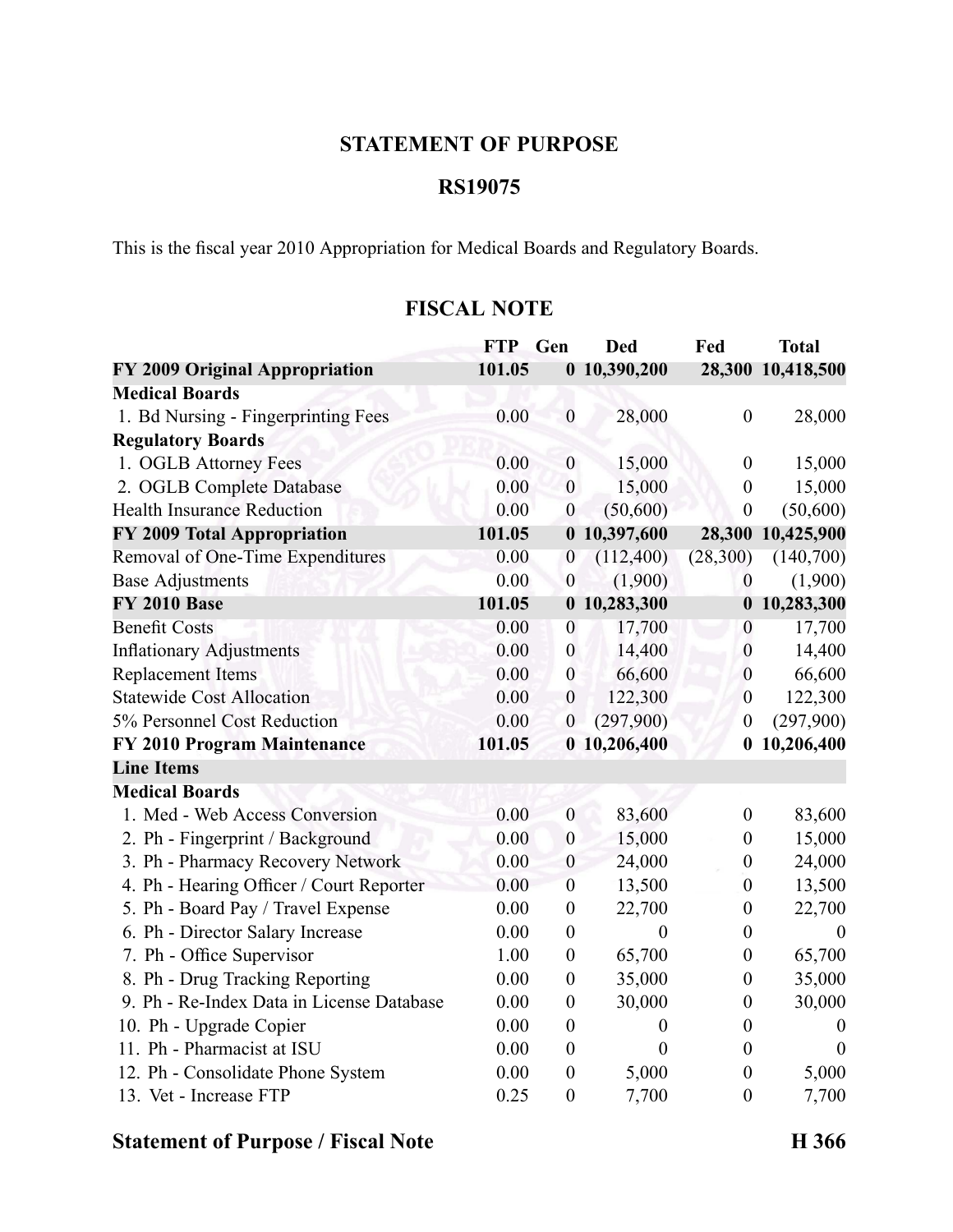## STATEMENT OF PURPOSE

## RS19075

This is the fiscal year 2010 Appropriation for Medical Boards and Regulatory Boards.

## FISCAL NOTE

| | FTP | Gen | Ded | Fed | Total |
|---|---|---|---|---|---|
| **FY 2009 Original Appropriation** | **101.05** | **0** | **10,390,200** | **28,300** | **10,418,500** |
| **Medical Boards** | | | | | |
| 1. Bd Nursing - Fingerprinting Fees | 0.00 | 0 | 28,000 | 0 | 28,000 |
| **Regulatory Boards** | | | | | |
| 1. OGLB Attorney Fees | 0.00 | 0 | 15,000 | 0 | 15,000 |
| 2. OGLB Complete Database | 0.00 | 0 | 15,000 | 0 | 15,000 |
| Health Insurance Reduction | 0.00 | 0 | (50,600) | 0 | (50,600) |
| **FY 2009 Total Appropriation** | **101.05** | **0** | **10,397,600** | **28,300** | **10,425,900** |
| Removal of One-Time Expenditures | 0.00 | 0 | (112,400) | (28,300) | (140,700) |
| Base Adjustments | 0.00 | 0 | (1,900) | 0 | (1,900) |
| **FY 2010 Base** | **101.05** | **0** | **10,283,300** | **0** | **10,283,300** |
| Benefit Costs | 0.00 | 0 | 17,700 | 0 | 17,700 |
| Inflationary Adjustments | 0.00 | 0 | 14,400 | 0 | 14,400 |
| Replacement Items | 0.00 | 0 | 66,600 | 0 | 66,600 |
| Statewide Cost Allocation | 0.00 | 0 | 122,300 | 0 | 122,300 |
| 5% Personnel Cost Reduction | 0.00 | 0 | (297,900) | 0 | (297,900) |
| **FY 2010 Program Maintenance** | **101.05** | **0** | **10,206,400** | **0** | **10,206,400** |
| **Line Items** | | | | | |
| **Medical Boards** | | | | | |
| 1. Med - Web Access Conversion | 0.00 | 0 | 83,600 | 0 | 83,600 |
| 2. Ph - Fingerprint / Background | 0.00 | 0 | 15,000 | 0 | 15,000 |
| 3. Ph - Pharmacy Recovery Network | 0.00 | 0 | 24,000 | 0 | 24,000 |
| 4. Ph - Hearing Officer / Court Reporter | 0.00 | 0 | 13,500 | 0 | 13,500 |
| 5. Ph - Board Pay / Travel Expense | 0.00 | 0 | 22,700 | 0 | 22,700 |
| 6. Ph - Director Salary Increase | 0.00 | 0 | 0 | 0 | 0 |
| 7. Ph - Office Supervisor | 1.00 | 0 | 65,700 | 0 | 65,700 |
| 8. Ph - Drug Tracking Reporting | 0.00 | 0 | 35,000 | 0 | 35,000 |
| 9. Ph - Re-Index Data in License Database | 0.00 | 0 | 30,000 | 0 | 30,000 |
| 10. Ph - Upgrade Copier | 0.00 | 0 | 0 | 0 | 0 |
| 11. Ph - Pharmacist at ISU | 0.00 | 0 | 0 | 0 | 0 |
| 12. Ph - Consolidate Phone System | 0.00 | 0 | 5,000 | 0 | 5,000 |
| 13. Vet - Increase FTP | 0.25 | 0 | 7,700 | 0 | 7,700 |

**Statement of Purpose / Fiscal Note** **H 366**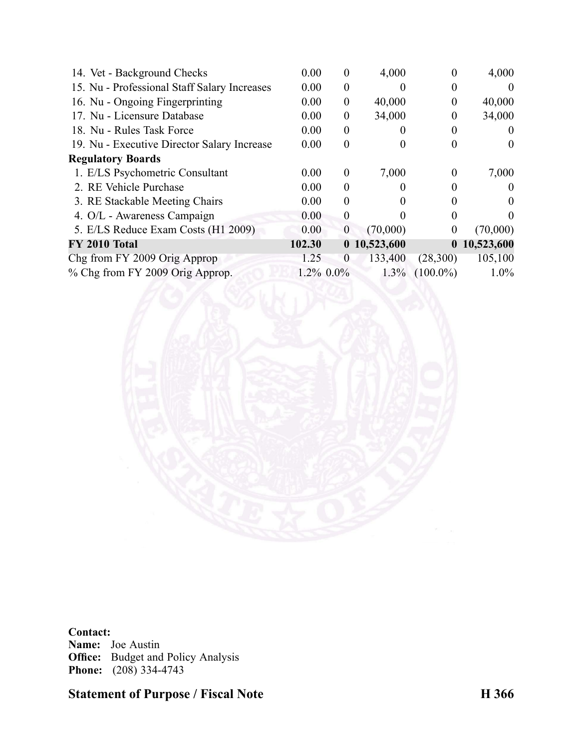| | | | | | |
|---|---|---|---|---|---|
| 14. Vet - Background Checks | 0.00 | 0 | 4,000 | 0 | 4,000 |
| 15. Nu - Professional Staff Salary Increases | 0.00 | 0 | 0 | 0 | 0 |
| 16. Nu - Ongoing Fingerprinting | 0.00 | 0 | 40,000 | 0 | 40,000 |
| 17. Nu - Licensure Database | 0.00 | 0 | 34,000 | 0 | 34,000 |
| 18. Nu - Rules Task Force | 0.00 | 0 | 0 | 0 | 0 |
| 19. Nu - Executive Director Salary Increase | 0.00 | 0 | 0 | 0 | 0 |
| **Regulatory Boards** | | | | | |
| 1. E/LS Psychometric Consultant | 0.00 | 0 | 7,000 | 0 | 7,000 |
| 2. RE Vehicle Purchase | 0.00 | 0 | 0 | 0 | 0 |
| 3. RE Stackable Meeting Chairs | 0.00 | 0 | 0 | 0 | 0 |
| 4. O/L - Awareness Campaign | 0.00 | 0 | 0 | 0 | 0 |
| 5. E/LS Reduce Exam Costs (H1 2009) | 0.00 | 0 | (70,000) | 0 | (70,000) |
| **FY 2010 Total** | **102.30** | **0** | **10,523,600** | **0** | **10,523,600** |
| Chg from FY 2009 Orig Approp | 1.25 | 0 | 133,400 | (28,300) | 105,100 |
| % Chg from FY 2009 Orig Approp. | 1.2% | 0.0% | 1.3% | (100.0%) | 1.0% |

**Contact:**
**Name:** Joe Austin
**Office:** Budget and Policy Analysis
**Phone:** (208) 334-4743

## Statement of Purpose / Fiscal Note H 366